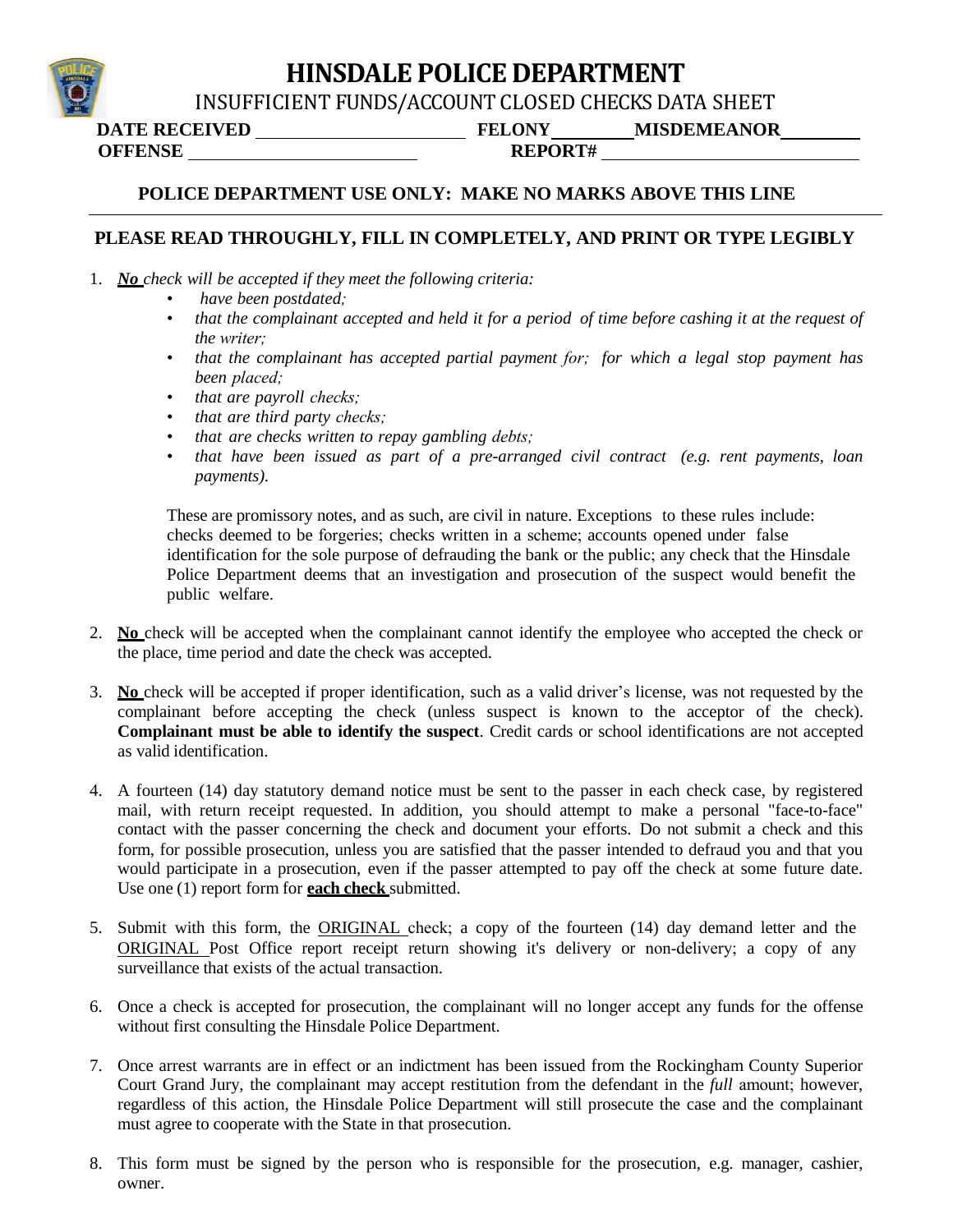# HINSDALE POLICE DEPARTMENT

INSUFFICIENT FUNDS/ACCOUNT CLOSED CHECKS DATA SHEET

**DATE RECEIVED** ______________________ **FELONY** ________ **MISDEMEANOR** ________

**OFFENSE** ______________________ **REPORT#** ______________________

**POLICE DEPARTMENT USE ONLY: MAKE NO MARKS ABOVE THIS LINE**

---

**PLEASE READ THROUGHLY, FILL IN COMPLETELY, AND PRINT OR TYPE LEGIBLY**

1. ***No*** *check will be accepted if they meet the following criteria:*
   - *have been postdated;*
   - *that the complainant accepted and held it for a period of time before cashing it at the request of the writer;*
   - *that the complainant has accepted partial payment for; for which a legal stop payment has been placed;*
   - *that are payroll checks;*
   - *that are third party checks;*
   - *that are checks written to repay gambling debts;*
   - *that have been issued as part of a pre-arranged civil contract (e.g. rent payments, loan payments).*

   These are promissory notes, and as such, are civil in nature. Exceptions to these rules include: checks deemed to be forgeries; checks written in a scheme; accounts opened under false identification for the sole purpose of defrauding the bank or the public; any check that the Hinsdale Police Department deems that an investigation and prosecution of the suspect would benefit the public welfare.

2. **No** check will be accepted when the complainant cannot identify the employee who accepted the check or the place, time period and date the check was accepted.

3. **No** check will be accepted if proper identification, such as a valid driver's license, was not requested by the complainant before accepting the check (unless suspect is known to the acceptor of the check). **Complainant must be able to identify the suspect**. Credit cards or school identifications are not accepted as valid identification.

4. A fourteen (14) day statutory demand notice must be sent to the passer in each check case, by registered mail, with return receipt requested. In addition, you should attempt to make a personal "face-to-face" contact with the passer concerning the check and document your efforts. Do not submit a check and this form, for possible prosecution, unless you are satisfied that the passer intended to defraud you and that you would participate in a prosecution, even if the passer attempted to pay off the check at some future date. Use one (1) report form for **each check** submitted.

5. Submit with this form, the ORIGINAL check; a copy of the fourteen (14) day demand letter and the ORIGINAL Post Office report receipt return showing it's delivery or non-delivery; a copy of any surveillance that exists of the actual transaction.

6. Once a check is accepted for prosecution, the complainant will no longer accept any funds for the offense without first consulting the Hinsdale Police Department.

7. Once arrest warrants are in effect or an indictment has been issued from the Rockingham County Superior Court Grand Jury, the complainant may accept restitution from the defendant in the *full* amount; however, regardless of this action, the Hinsdale Police Department will still prosecute the case and the complainant must agree to cooperate with the State in that prosecution.

8. This form must be signed by the person who is responsible for the prosecution, e.g. manager, cashier, owner.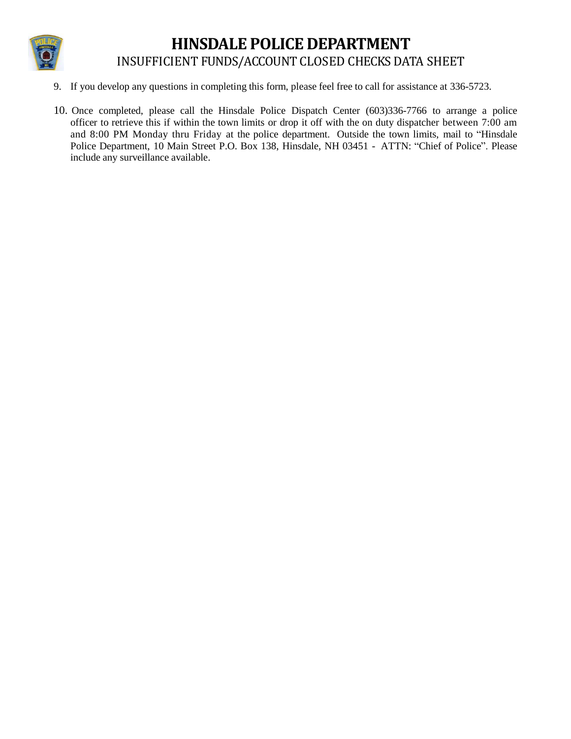# HINSDALE POLICE DEPARTMENT

## INSUFFICIENT FUNDS/ACCOUNT CLOSED CHECKS DATA SHEET

9. If you develop any questions in completing this form, please feel free to call for assistance at 336-5723.

10. Once completed, please call the Hinsdale Police Dispatch Center (603)336-7766 to arrange a police officer to retrieve this if within the town limits or drop it off with the on duty dispatcher between 7:00 am and 8:00 PM Monday thru Friday at the police department. Outside the town limits, mail to "Hinsdale Police Department, 10 Main Street P.O. Box 138, Hinsdale, NH 03451 - ATTN: "Chief of Police". Please include any surveillance available.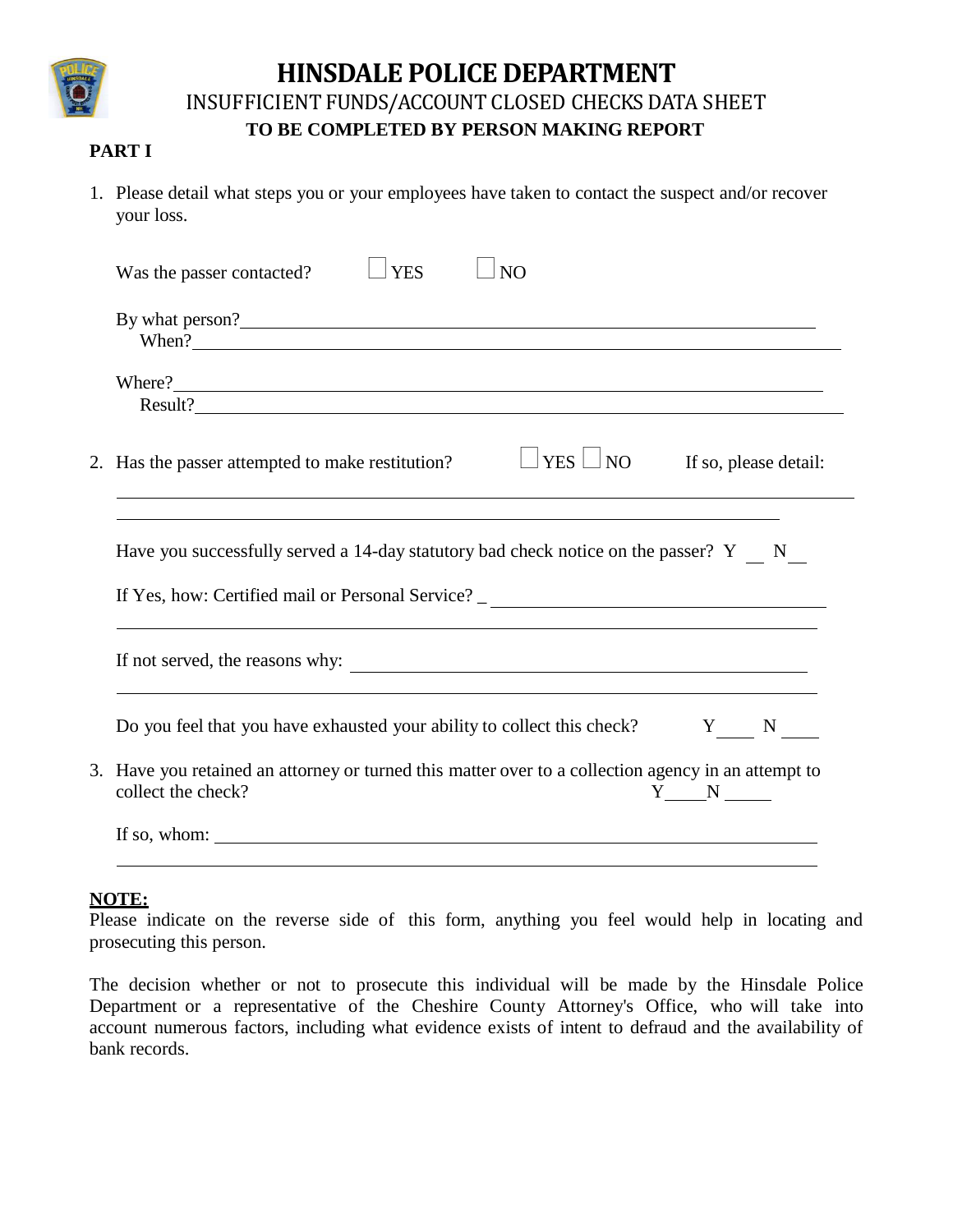# HINSDALE POLICE DEPARTMENT

## INSUFFICIENT FUNDS/ACCOUNT CLOSED CHECKS DATA SHEET

**TO BE COMPLETED BY PERSON MAKING REPORT**

**PART I**

1. Please detail what steps you or your employees have taken to contact the suspect and/or recover your loss.

   Was the passer contacted? ☐ YES ☐ NO

   By what person? ______________________________
   When? ______________________________

   Where? ______________________________
   Result? ______________________________

2. Has the passer attempted to make restitution? ☐ YES ☐ NO If so, please detail:

   ______________________________
   ______________________________

   Have you successfully served a 14-day statutory bad check notice on the passer? Y __ N __

   If Yes, how: Certified mail or Personal Service? _ ______________________________
   ______________________________

   If not served, the reasons why: ______________________________
   ______________________________

   Do you feel that you have exhausted your ability to collect this check? Y____ N ____

3. Have you retained an attorney or turned this matter over to a collection agency in an attempt to collect the check? Y____N ____

   If so, whom: ______________________________
   ______________________________

**NOTE:**

Please indicate on the reverse side of this form, anything you feel would help in locating and prosecuting this person.

The decision whether or not to prosecute this individual will be made by the Hinsdale Police Department or a representative of the Cheshire County Attorney's Office, who will take into account numerous factors, including what evidence exists of intent to defraud and the availability of bank records.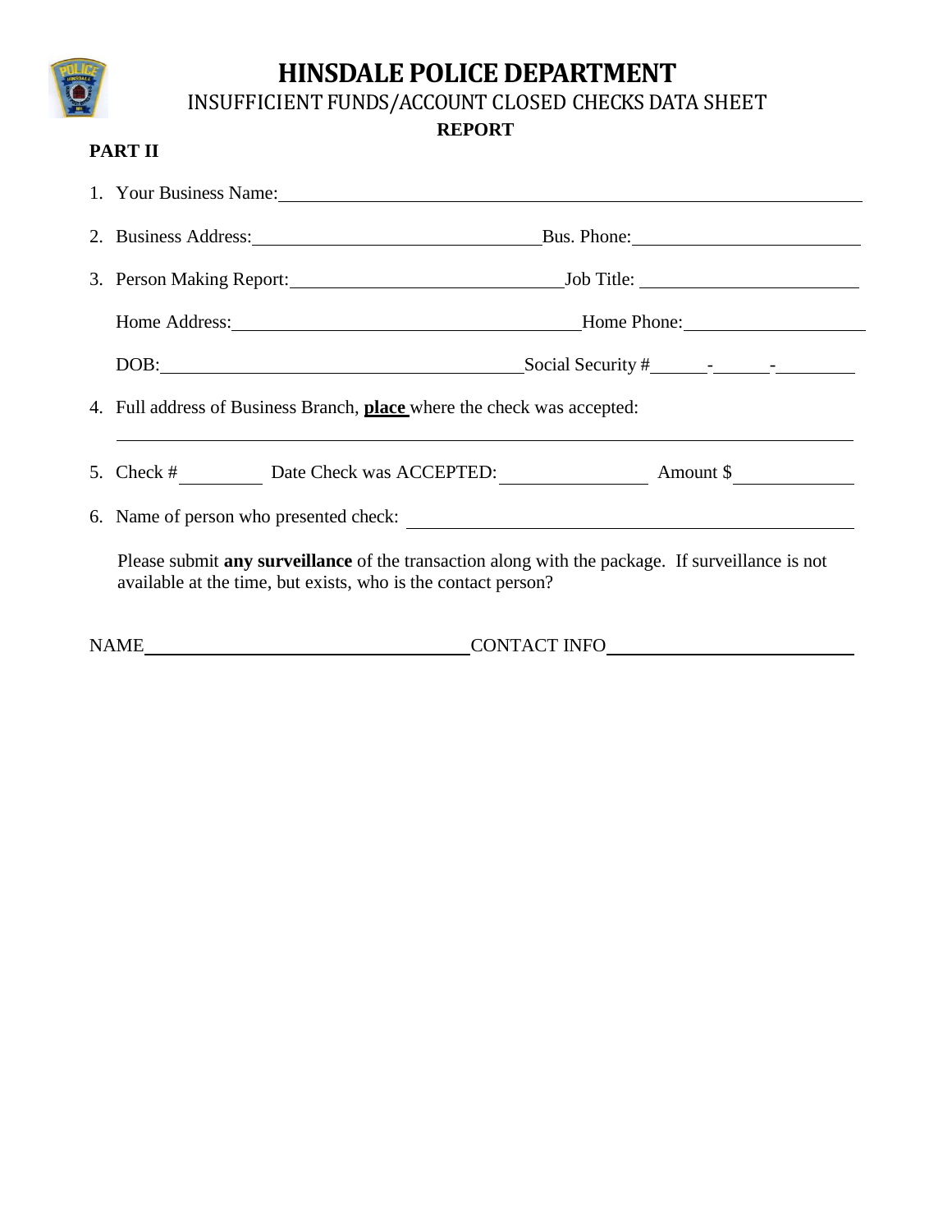# HINSDALE POLICE DEPARTMENT

## INSUFFICIENT FUNDS/ACCOUNT CLOSED CHECKS DATA SHEET

**REPORT**

**PART II**

1. Your Business Name:______________________________________________

2. Business Address:______________________ Bus. Phone:__________________

3. Person Making Report:____________________ Job Title: __________________

   Home Address:__________________________ Home Phone:_______________

   DOB:__________________________ Social Security #_____-_____-_______

4. Full address of Business Branch, **place** where the check was accepted:

   ____________________________________________________________

5. Check #_______ Date Check was ACCEPTED:___________ Amount $_________

6. Name of person who presented check: _________________________________

   Please submit **any surveillance** of the transaction along with the package. If surveillance is not available at the time, but exists, who is the contact person?

NAME________________________ CONTACT INFO___________________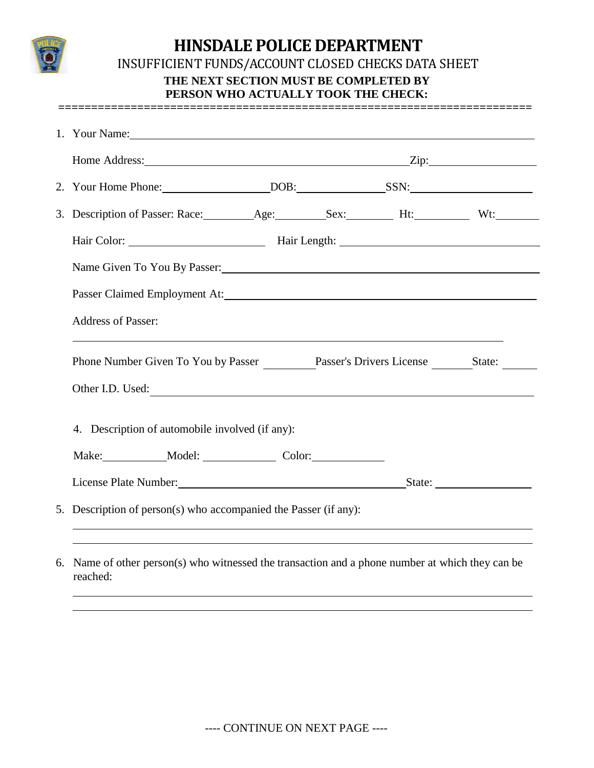# HINSDALE POLICE DEPARTMENT

## INSUFFICIENT FUNDS/ACCOUNT CLOSED CHECKS DATA SHEET

**THE NEXT SECTION MUST BE COMPLETED BY PERSON WHO ACTUALLY TOOK THE CHECK:**

========================================================================

1. Your Name: ______________________________________________

   Home Address: ______________________________ Zip: ____________

2. Your Home Phone: ____________ DOB: __________ SSN: ______________

3. Description of Passer: Race: ______ Age: ______ Sex: ______ Ht: ______ Wt: ______

   Hair Color: ______________ Hair Length: ____________________

   Name Given To You By Passer: ________________________________

   Passer Claimed Employment At: ________________________________

   Address of Passer:

   ____________________________________________________________

   Phone Number Given To You by Passer ______ Passer's Drivers License ______ State: ______

   Other I.D. Used: ____________________________________________

4. Description of automobile involved (if any):

   Make: ________ Model: ________ Color: ________

   License Plate Number: __________________________ State: __________

5. Description of person(s) who accompanied the Passer (if any):

   ____________________________________________________________

   ____________________________________________________________

6. Name of other person(s) who witnessed the transaction and a phone number at which they can be reached:

   ____________________________________________________________

   ____________________________________________________________

---- CONTINUE ON NEXT PAGE ----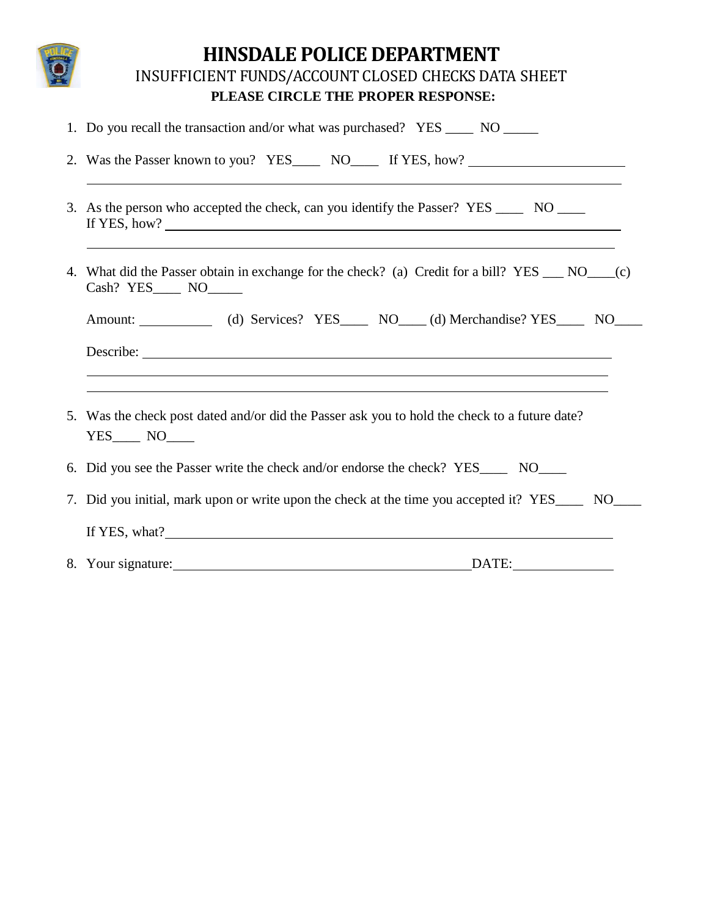# HINSDALE POLICE DEPARTMENT

## INSUFFICIENT FUNDS/ACCOUNT CLOSED CHECKS DATA SHEET

**PLEASE CIRCLE THE PROPER RESPONSE:**

1. Do you recall the transaction and/or what was purchased? YES ____ NO _____

2. Was the Passer known to you? YES____ NO____ If YES, how? ______________________
   ______________________________________________________________________________

3. As the person who accepted the check, can you identify the Passer? YES ____ NO ____
   If YES, how? __________________________________________________________________
   ______________________________________________________________________________

4. What did the Passer obtain in exchange for the check? (a) Credit for a bill? YES ___ NO____(c) Cash? YES____ NO_____

   Amount: __________ (d) Services? YES____ NO____ (d) Merchandise? YES____ NO____

   Describe: _____________________________________________________________________
   ______________________________________________________________________________
   ______________________________________________________________________________

5. Was the check post dated and/or did the Passer ask you to hold the check to a future date?
   YES____ NO____

6. Did you see the Passer write the check and/or endorse the check? YES____ NO____

7. Did you initial, mark upon or write upon the check at the time you accepted it? YES____ NO____

   If YES, what?___________________________________________________________________

8. Your signature:_________________________________________DATE:_______________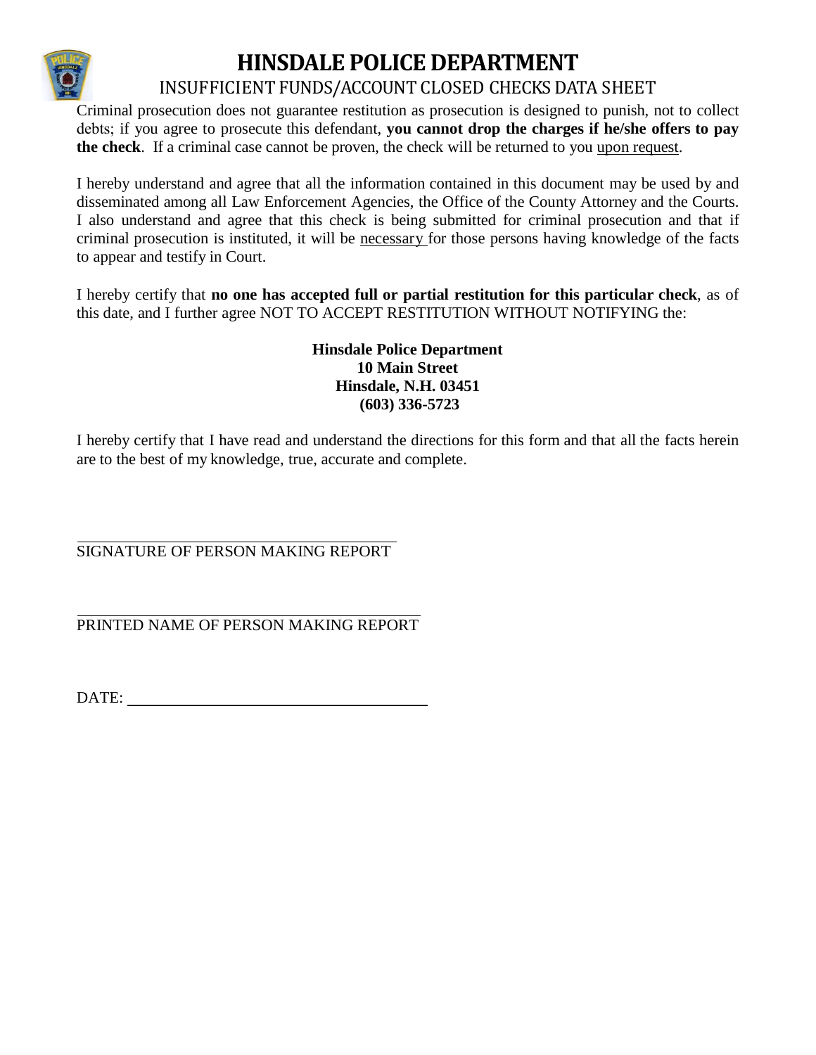# HINSDALE POLICE DEPARTMENT

## INSUFFICIENT FUNDS/ACCOUNT CLOSED CHECKS DATA SHEET

Criminal prosecution does not guarantee restitution as prosecution is designed to punish, not to collect debts; if you agree to prosecute this defendant, **you cannot drop the charges if he/she offers to pay the check**. If a criminal case cannot be proven, the check will be returned to you upon request.

I hereby understand and agree that all the information contained in this document may be used by and disseminated among all Law Enforcement Agencies, the Office of the County Attorney and the Courts. I also understand and agree that this check is being submitted for criminal prosecution and that if criminal prosecution is instituted, it will be necessary for those persons having knowledge of the facts to appear and testify in Court.

I hereby certify that **no one has accepted full or partial restitution for this particular check**, as of this date, and I further agree NOT TO ACCEPT RESTITUTION WITHOUT NOTIFYING the:

**Hinsdale Police Department**
**10 Main Street**
**Hinsdale, N.H. 03451**
**(603) 336-5723**

I hereby certify that I have read and understand the directions for this form and that all the facts herein are to the best of my knowledge, true, accurate and complete.

\_\_\_\_\_\_\_\_\_\_\_\_\_\_\_\_\_\_\_\_\_\_\_\_\_\_\_\_\_\_\_\_\_\_\_\_\_\_\_\_\_
SIGNATURE OF PERSON MAKING REPORT

\_\_\_\_\_\_\_\_\_\_\_\_\_\_\_\_\_\_\_\_\_\_\_\_\_\_\_\_\_\_\_\_\_\_\_\_\_\_\_\_\_
PRINTED NAME OF PERSON MAKING REPORT

DATE: \_\_\_\_\_\_\_\_\_\_\_\_\_\_\_\_\_\_\_\_\_\_\_\_\_\_\_\_\_\_\_\_\_\_\_